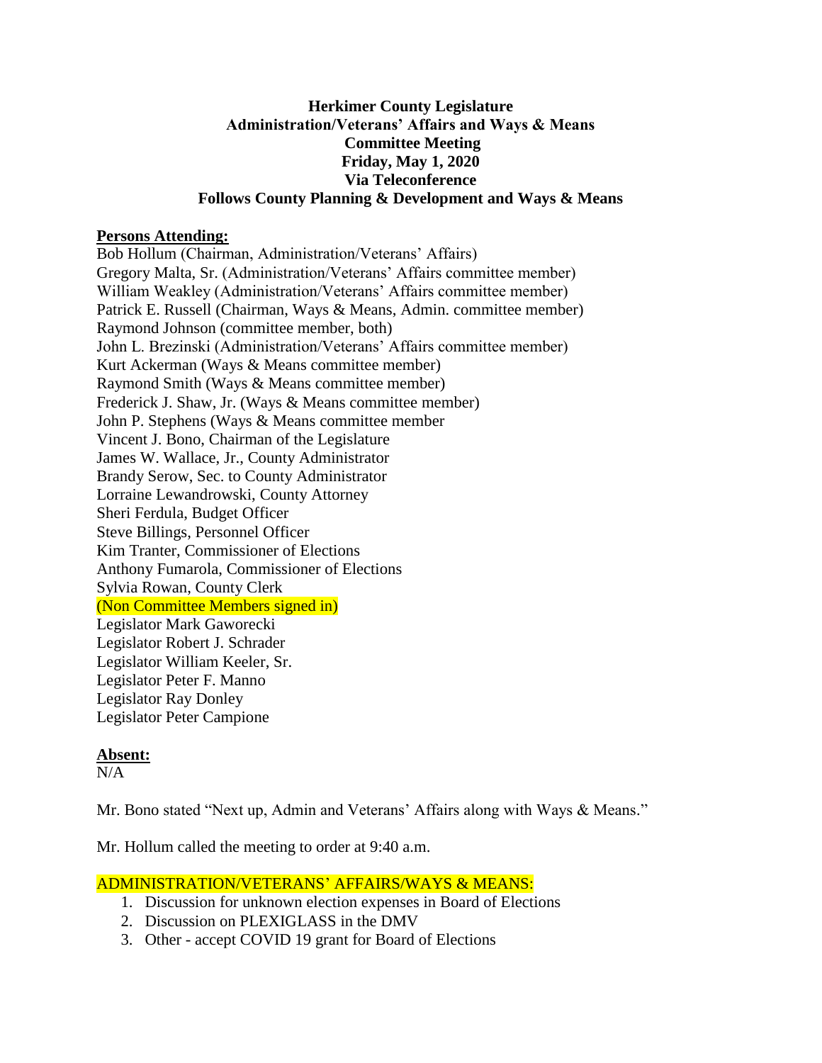**Herkimer County Legislature**
**Administration/Veterans' Affairs and Ways & Means**
**Committee Meeting**
**Friday, May 1, 2020**
**Via Teleconference**
**Follows County Planning & Development and Ways & Means**

**Persons Attending:**

Bob Hollum (Chairman, Administration/Veterans' Affairs)
Gregory Malta, Sr. (Administration/Veterans' Affairs committee member)
William Weakley (Administration/Veterans' Affairs committee member)
Patrick E. Russell (Chairman, Ways & Means, Admin. committee member)
Raymond Johnson (committee member, both)
John L. Brezinski (Administration/Veterans' Affairs committee member)
Kurt Ackerman (Ways & Means committee member)
Raymond Smith (Ways & Means committee member)
Frederick J. Shaw, Jr. (Ways & Means committee member)
John P. Stephens (Ways & Means committee member
Vincent J. Bono, Chairman of the Legislature
James W. Wallace, Jr., County Administrator
Brandy Serow, Sec. to County Administrator
Lorraine Lewandrowski, County Attorney
Sheri Ferdula, Budget Officer
Steve Billings, Personnel Officer
Kim Tranter, Commissioner of Elections
Anthony Fumarola, Commissioner of Elections
Sylvia Rowan, County Clerk
(Non Committee Members signed in)
Legislator Mark Gaworecki
Legislator Robert J. Schrader
Legislator William Keeler, Sr.
Legislator Peter F. Manno
Legislator Ray Donley
Legislator Peter Campione

**Absent:**

N/A

Mr. Bono stated "Next up, Admin and Veterans' Affairs along with Ways & Means."

Mr. Hollum called the meeting to order at 9:40 a.m.

ADMINISTRATION/VETERANS' AFFAIRS/WAYS & MEANS:

1. Discussion for unknown election expenses in Board of Elections
2. Discussion on PLEXIGLASS in the DMV
3. Other - accept COVID 19 grant for Board of Elections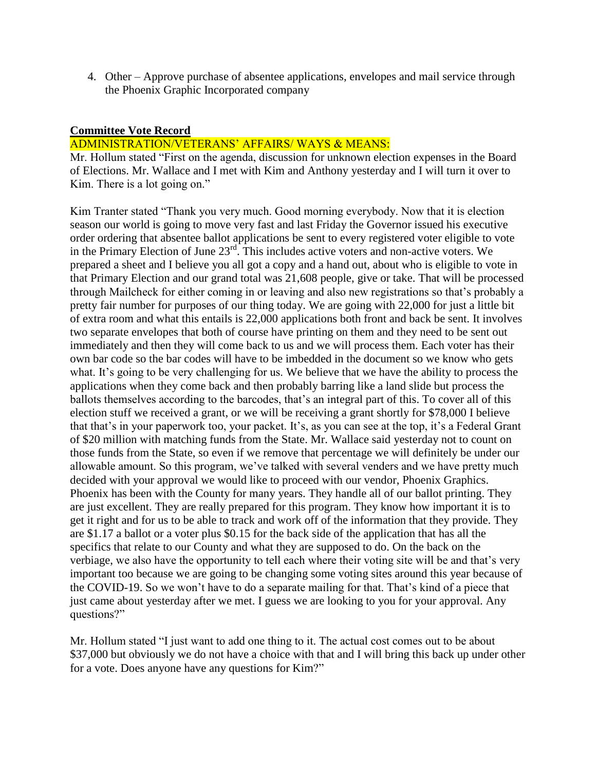4. Other – Approve purchase of absentee applications, envelopes and mail service through the Phoenix Graphic Incorporated company

**Committee Vote Record**

ADMINISTRATION/VETERANS' AFFAIRS/ WAYS & MEANS:

Mr. Hollum stated "First on the agenda, discussion for unknown election expenses in the Board of Elections. Mr. Wallace and I met with Kim and Anthony yesterday and I will turn it over to Kim. There is a lot going on."

Kim Tranter stated "Thank you very much. Good morning everybody. Now that it is election season our world is going to move very fast and last Friday the Governor issued his executive order ordering that absentee ballot applications be sent to every registered voter eligible to vote in the Primary Election of June 23rd. This includes active voters and non-active voters. We prepared a sheet and I believe you all got a copy and a hand out, about who is eligible to vote in that Primary Election and our grand total was 21,608 people, give or take. That will be processed through Mailcheck for either coming in or leaving and also new registrations so that's probably a pretty fair number for purposes of our thing today. We are going with 22,000 for just a little bit of extra room and what this entails is 22,000 applications both front and back be sent. It involves two separate envelopes that both of course have printing on them and they need to be sent out immediately and then they will come back to us and we will process them. Each voter has their own bar code so the bar codes will have to be imbedded in the document so we know who gets what. It's going to be very challenging for us. We believe that we have the ability to process the applications when they come back and then probably barring like a land slide but process the ballots themselves according to the barcodes, that's an integral part of this. To cover all of this election stuff we received a grant, or we will be receiving a grant shortly for $78,000 I believe that that's in your paperwork too, your packet. It's, as you can see at the top, it's a Federal Grant of $20 million with matching funds from the State. Mr. Wallace said yesterday not to count on those funds from the State, so even if we remove that percentage we will definitely be under our allowable amount. So this program, we've talked with several venders and we have pretty much decided with your approval we would like to proceed with our vendor, Phoenix Graphics. Phoenix has been with the County for many years. They handle all of our ballot printing. They are just excellent. They are really prepared for this program. They know how important it is to get it right and for us to be able to track and work off of the information that they provide. They are $1.17 a ballot or a voter plus $0.15 for the back side of the application that has all the specifics that relate to our County and what they are supposed to do. On the back on the verbiage, we also have the opportunity to tell each where their voting site will be and that's very important too because we are going to be changing some voting sites around this year because of the COVID-19. So we won't have to do a separate mailing for that. That's kind of a piece that just came about yesterday after we met. I guess we are looking to you for your approval. Any questions?"

Mr. Hollum stated "I just want to add one thing to it. The actual cost comes out to be about $37,000 but obviously we do not have a choice with that and I will bring this back up under other for a vote. Does anyone have any questions for Kim?"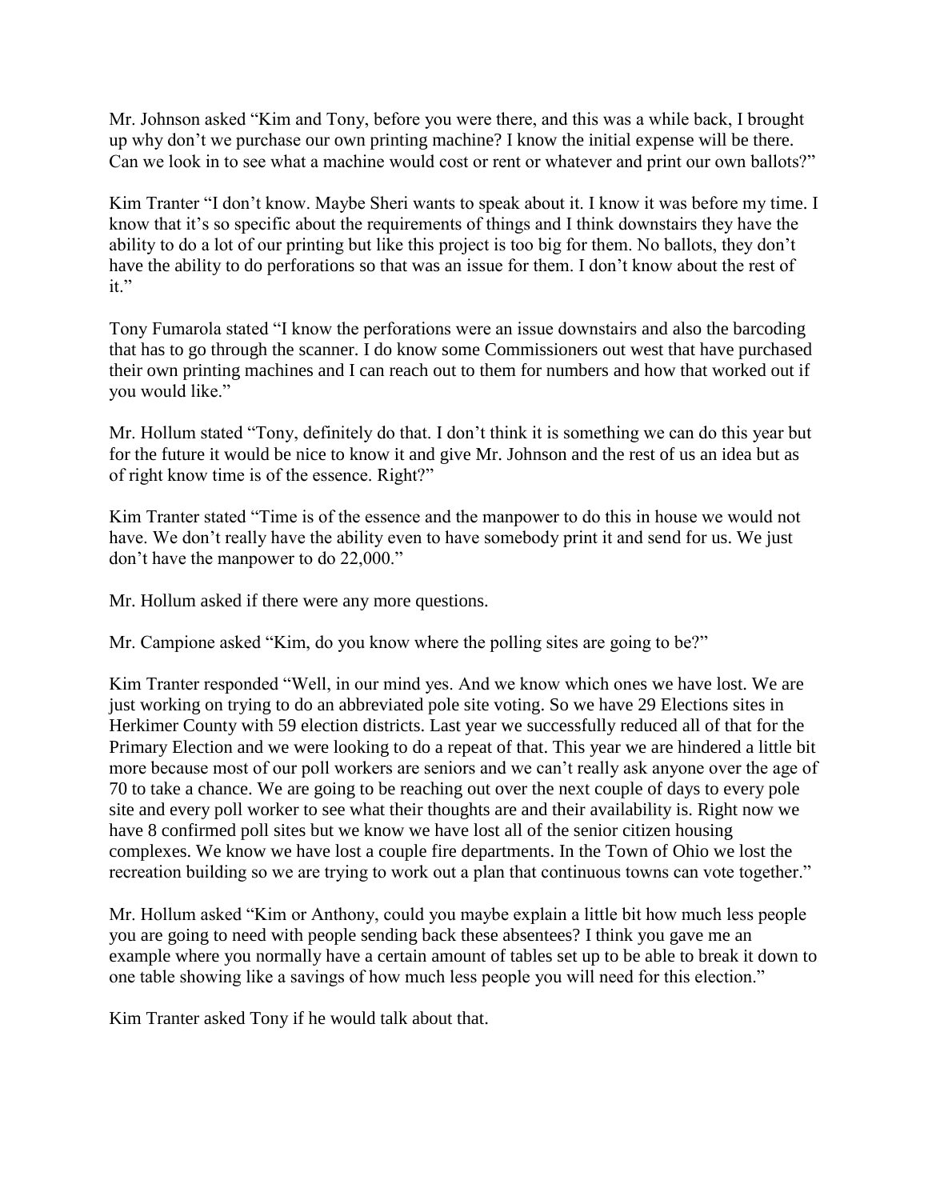Mr. Johnson asked "Kim and Tony, before you were there, and this was a while back, I brought up why don't we purchase our own printing machine? I know the initial expense will be there. Can we look in to see what a machine would cost or rent or whatever and print our own ballots?"

Kim Tranter "I don't know. Maybe Sheri wants to speak about it. I know it was before my time. I know that it's so specific about the requirements of things and I think downstairs they have the ability to do a lot of our printing but like this project is too big for them. No ballots, they don't have the ability to do perforations so that was an issue for them. I don't know about the rest of it."

Tony Fumarola stated "I know the perforations were an issue downstairs and also the barcoding that has to go through the scanner. I do know some Commissioners out west that have purchased their own printing machines and I can reach out to them for numbers and how that worked out if you would like."

Mr. Hollum stated "Tony, definitely do that. I don't think it is something we can do this year but for the future it would be nice to know it and give Mr. Johnson and the rest of us an idea but as of right know time is of the essence. Right?"

Kim Tranter stated "Time is of the essence and the manpower to do this in house we would not have. We don't really have the ability even to have somebody print it and send for us. We just don't have the manpower to do 22,000."

Mr. Hollum asked if there were any more questions.

Mr. Campione asked "Kim, do you know where the polling sites are going to be?"

Kim Tranter responded "Well, in our mind yes. And we know which ones we have lost. We are just working on trying to do an abbreviated pole site voting. So we have 29 Elections sites in Herkimer County with 59 election districts. Last year we successfully reduced all of that for the Primary Election and we were looking to do a repeat of that. This year we are hindered a little bit more because most of our poll workers are seniors and we can't really ask anyone over the age of 70 to take a chance. We are going to be reaching out over the next couple of days to every pole site and every poll worker to see what their thoughts are and their availability is. Right now we have 8 confirmed poll sites but we know we have lost all of the senior citizen housing complexes. We know we have lost a couple fire departments. In the Town of Ohio we lost the recreation building so we are trying to work out a plan that continuous towns can vote together."

Mr. Hollum asked "Kim or Anthony, could you maybe explain a little bit how much less people you are going to need with people sending back these absentees? I think you gave me an example where you normally have a certain amount of tables set up to be able to break it down to one table showing like a savings of how much less people you will need for this election."

Kim Tranter asked Tony if he would talk about that.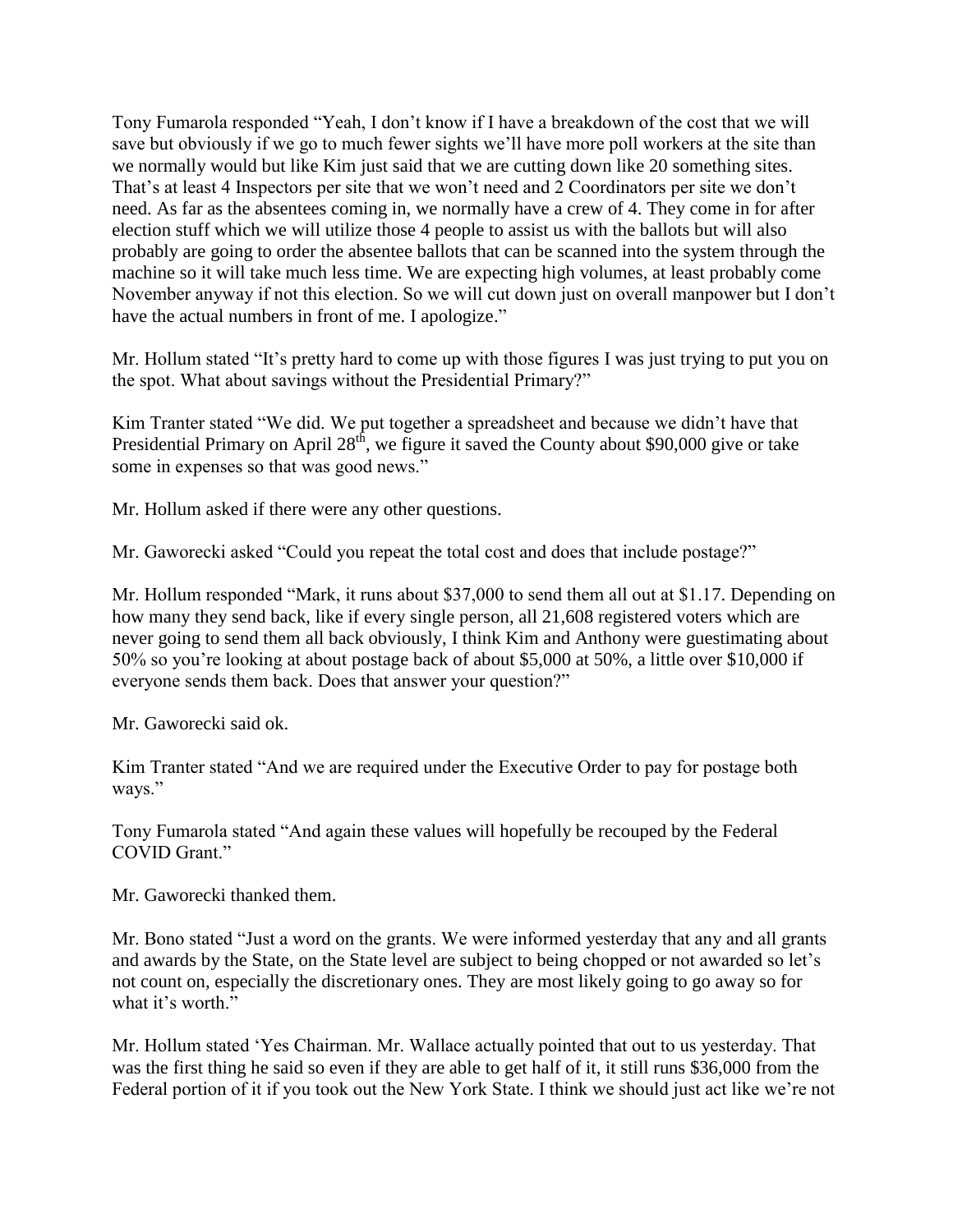Tony Fumarola responded "Yeah, I don't know if I have a breakdown of the cost that we will save but obviously if we go to much fewer sights we'll have more poll workers at the site than we normally would but like Kim just said that we are cutting down like 20 something sites. That's at least 4 Inspectors per site that we won't need and 2 Coordinators per site we don't need. As far as the absentees coming in, we normally have a crew of 4. They come in for after election stuff which we will utilize those 4 people to assist us with the ballots but will also probably are going to order the absentee ballots that can be scanned into the system through the machine so it will take much less time. We are expecting high volumes, at least probably come November anyway if not this election. So we will cut down just on overall manpower but I don't have the actual numbers in front of me. I apologize."

Mr. Hollum stated "It's pretty hard to come up with those figures I was just trying to put you on the spot. What about savings without the Presidential Primary?"

Kim Tranter stated "We did. We put together a spreadsheet and because we didn't have that Presidential Primary on April 28th, we figure it saved the County about $90,000 give or take some in expenses so that was good news."

Mr. Hollum asked if there were any other questions.

Mr. Gaworecki asked "Could you repeat the total cost and does that include postage?"

Mr. Hollum responded "Mark, it runs about $37,000 to send them all out at $1.17. Depending on how many they send back, like if every single person, all 21,608 registered voters which are never going to send them all back obviously, I think Kim and Anthony were guestimating about 50% so you're looking at about postage back of about $5,000 at 50%, a little over $10,000 if everyone sends them back. Does that answer your question?"

Mr. Gaworecki said ok.

Kim Tranter stated "And we are required under the Executive Order to pay for postage both ways."

Tony Fumarola stated "And again these values will hopefully be recouped by the Federal COVID Grant."

Mr. Gaworecki thanked them.

Mr. Bono stated "Just a word on the grants. We were informed yesterday that any and all grants and awards by the State, on the State level are subject to being chopped or not awarded so let's not count on, especially the discretionary ones. They are most likely going to go away so for what it's worth."

Mr. Hollum stated 'Yes Chairman. Mr. Wallace actually pointed that out to us yesterday. That was the first thing he said so even if they are able to get half of it, it still runs $36,000 from the Federal portion of it if you took out the New York State. I think we should just act like we're not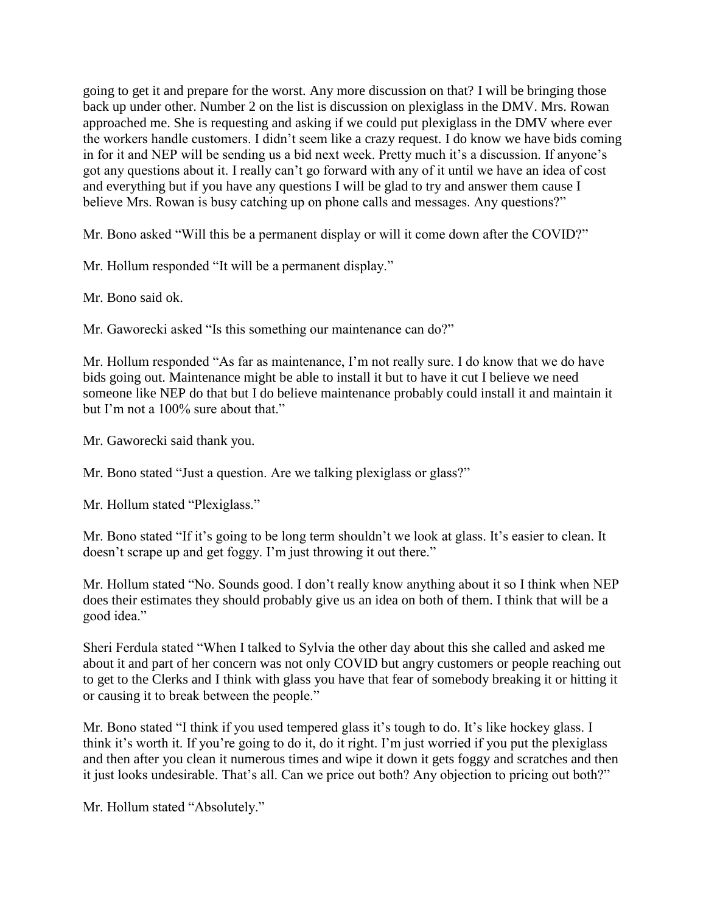going to get it and prepare for the worst. Any more discussion on that? I will be bringing those back up under other. Number 2 on the list is discussion on plexiglass in the DMV. Mrs. Rowan approached me. She is requesting and asking if we could put plexiglass in the DMV where ever the workers handle customers. I didn't seem like a crazy request. I do know we have bids coming in for it and NEP will be sending us a bid next week. Pretty much it's a discussion. If anyone's got any questions about it. I really can't go forward with any of it until we have an idea of cost and everything but if you have any questions I will be glad to try and answer them cause I believe Mrs. Rowan is busy catching up on phone calls and messages. Any questions?"

Mr. Bono asked "Will this be a permanent display or will it come down after the COVID?"

Mr. Hollum responded "It will be a permanent display."

Mr. Bono said ok.

Mr. Gaworecki asked "Is this something our maintenance can do?"

Mr. Hollum responded "As far as maintenance, I'm not really sure. I do know that we do have bids going out. Maintenance might be able to install it but to have it cut I believe we need someone like NEP do that but I do believe maintenance probably could install it and maintain it but I'm not a 100% sure about that."

Mr. Gaworecki said thank you.

Mr. Bono stated "Just a question. Are we talking plexiglass or glass?"

Mr. Hollum stated "Plexiglass."

Mr. Bono stated "If it's going to be long term shouldn't we look at glass. It's easier to clean. It doesn't scrape up and get foggy. I'm just throwing it out there."

Mr. Hollum stated "No. Sounds good. I don't really know anything about it so I think when NEP does their estimates they should probably give us an idea on both of them. I think that will be a good idea."

Sheri Ferdula stated "When I talked to Sylvia the other day about this she called and asked me about it and part of her concern was not only COVID but angry customers or people reaching out to get to the Clerks and I think with glass you have that fear of somebody breaking it or hitting it or causing it to break between the people."

Mr. Bono stated "I think if you used tempered glass it's tough to do. It's like hockey glass. I think it's worth it. If you're going to do it, do it right. I'm just worried if you put the plexiglass and then after you clean it numerous times and wipe it down it gets foggy and scratches and then it just looks undesirable. That's all. Can we price out both? Any objection to pricing out both?"

Mr. Hollum stated "Absolutely."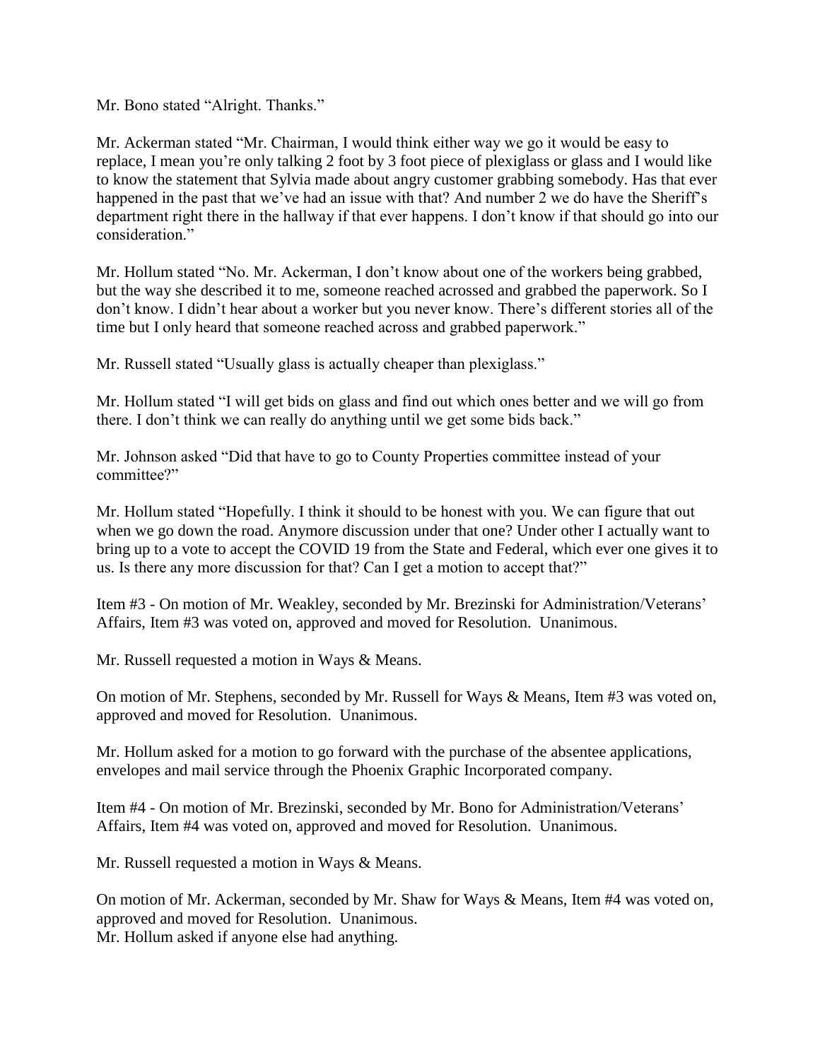Mr. Bono stated "Alright. Thanks."

Mr. Ackerman stated "Mr. Chairman, I would think either way we go it would be easy to replace, I mean you're only talking 2 foot by 3 foot piece of plexiglass or glass and I would like to know the statement that Sylvia made about angry customer grabbing somebody. Has that ever happened in the past that we've had an issue with that? And number 2 we do have the Sheriff's department right there in the hallway if that ever happens. I don't know if that should go into our consideration."

Mr. Hollum stated "No. Mr. Ackerman, I don't know about one of the workers being grabbed, but the way she described it to me, someone reached acrossed and grabbed the paperwork. So I don't know. I didn't hear about a worker but you never know. There's different stories all of the time but I only heard that someone reached across and grabbed paperwork."

Mr. Russell stated "Usually glass is actually cheaper than plexiglass."

Mr. Hollum stated "I will get bids on glass and find out which ones better and we will go from there. I don't think we can really do anything until we get some bids back."

Mr. Johnson asked "Did that have to go to County Properties committee instead of your committee?"

Mr. Hollum stated "Hopefully. I think it should to be honest with you. We can figure that out when we go down the road. Anymore discussion under that one? Under other I actually want to bring up to a vote to accept the COVID 19 from the State and Federal, which ever one gives it to us. Is there any more discussion for that? Can I get a motion to accept that?"

Item #3 - On motion of Mr. Weakley, seconded by Mr. Brezinski for Administration/Veterans' Affairs, Item #3 was voted on, approved and moved for Resolution. Unanimous.

Mr. Russell requested a motion in Ways & Means.

On motion of Mr. Stephens, seconded by Mr. Russell for Ways & Means, Item #3 was voted on, approved and moved for Resolution. Unanimous.

Mr. Hollum asked for a motion to go forward with the purchase of the absentee applications, envelopes and mail service through the Phoenix Graphic Incorporated company.

Item #4 - On motion of Mr. Brezinski, seconded by Mr. Bono for Administration/Veterans' Affairs, Item #4 was voted on, approved and moved for Resolution. Unanimous.

Mr. Russell requested a motion in Ways & Means.

On motion of Mr. Ackerman, seconded by Mr. Shaw for Ways & Means, Item #4 was voted on, approved and moved for Resolution. Unanimous.

Mr. Hollum asked if anyone else had anything.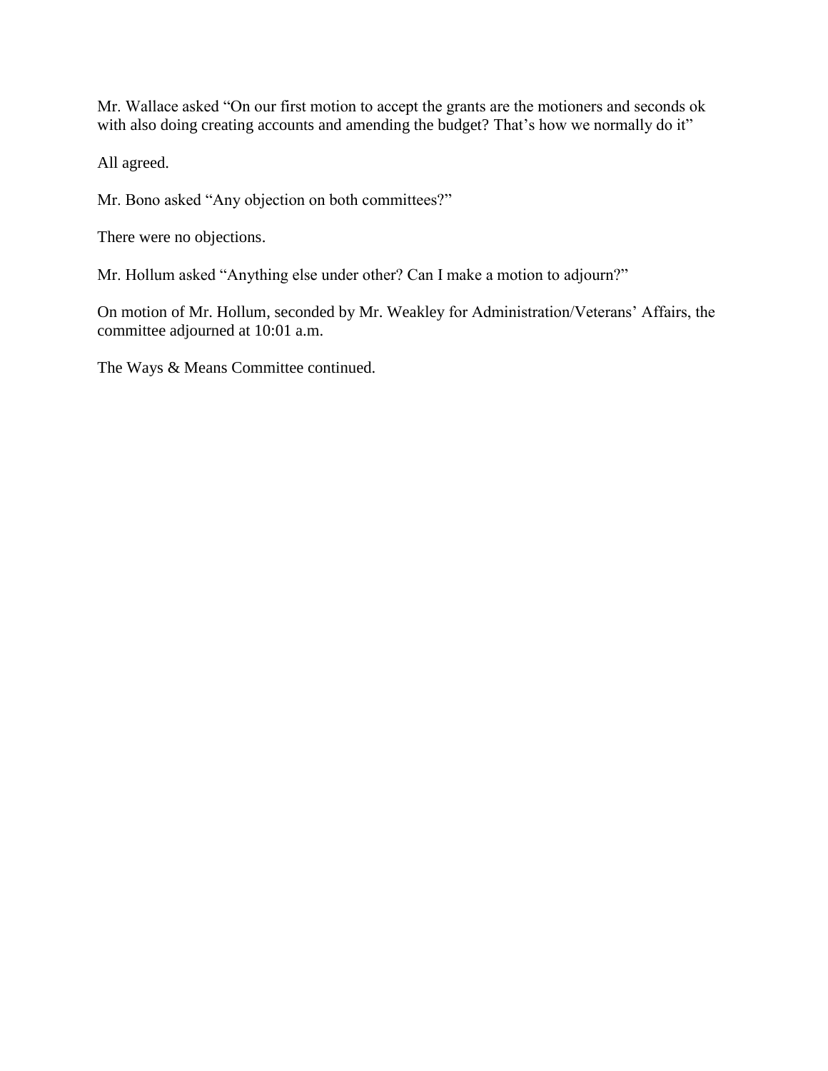Mr. Wallace asked "On our first motion to accept the grants are the motioners and seconds ok with also doing creating accounts and amending the budget? That's how we normally do it"

All agreed.

Mr. Bono asked "Any objection on both committees?"

There were no objections.

Mr. Hollum asked "Anything else under other? Can I make a motion to adjourn?"

On motion of Mr. Hollum, seconded by Mr. Weakley for Administration/Veterans' Affairs, the committee adjourned at 10:01 a.m.

The Ways & Means Committee continued.